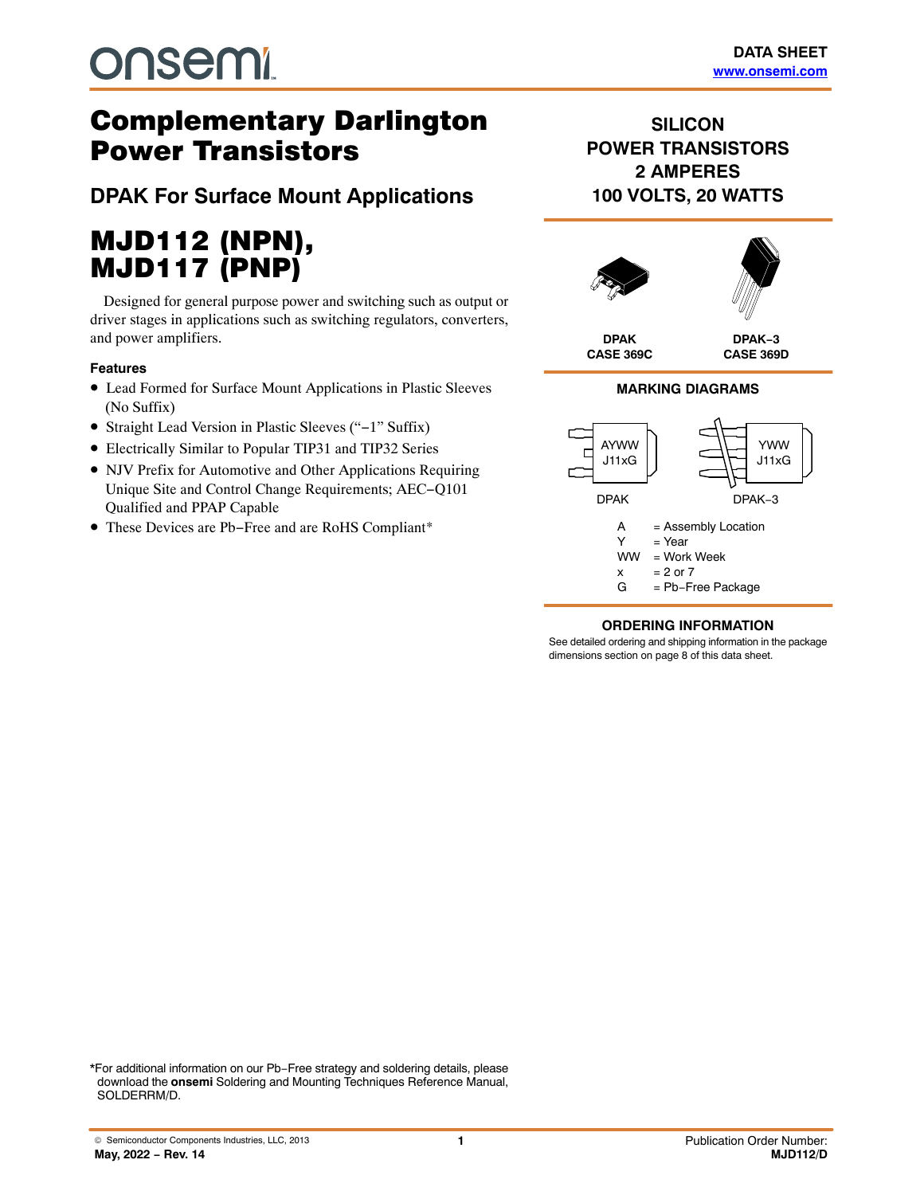onsemi

DATA SHEET
www.onsemi.com

# Complementary Darlington Power Transistors

## DPAK For Surface Mount Applications

# MJD112 (NPN), MJD117 (PNP)

Designed for general purpose power and switching such as output or driver stages in applications such as switching regulators, converters, and power amplifiers.

### Features

- Lead Formed for Surface Mount Applications in Plastic Sleeves (No Suffix)
- Straight Lead Version in Plastic Sleeves ("−1" Suffix)
- Electrically Similar to Popular TIP31 and TIP32 Series
- NJV Prefix for Automotive and Other Applications Requiring Unique Site and Control Change Requirements; AEC−Q101 Qualified and PPAP Capable
- These Devices are Pb−Free and are RoHS Compliant*

**SILICON POWER TRANSISTORS 2 AMPERES 100 VOLTS, 20 WATTS**

DPAK
CASE 369C

DPAK−3
CASE 369D

**MARKING DIAGRAMS**

AYWW
J11xG

DPAK

YWW
J11xG

DPAK−3

A = Assembly Location
Y = Year
WW = Work Week
x = 2 or 7
G = Pb−Free Package

**ORDERING INFORMATION**

See detailed ordering and shipping information in the package dimensions section on page 8 of this data sheet.

*For additional information on our Pb−Free strategy and soldering details, please download the **onsemi** Soldering and Mounting Techniques Reference Manual, SOLDERRM/D.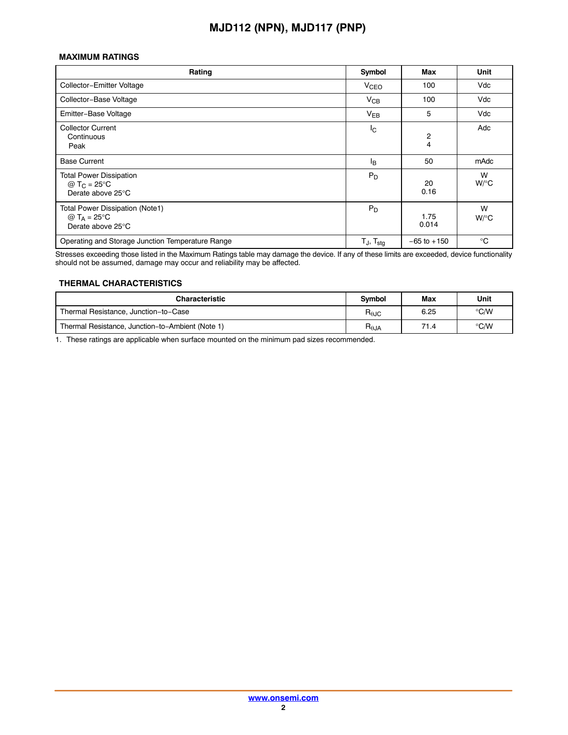### MAXIMUM RATINGS

| Rating | Symbol | Max | Unit |
|---|---|---|---|
| Collector−Emitter Voltage | $V_{CEO}$ | 100 | Vdc |
| Collector−Base Voltage | $V_{CB}$ | 100 | Vdc |
| Emitter−Base Voltage | $V_{EB}$ | 5 | Vdc |
| Collector Current<br>Continuous<br>Peak | $I_C$ | <br>2<br>4 | Adc |
| Base Current | $I_B$ | 50 | mAdc |
| Total Power Dissipation<br>@ $T_C$ = 25°C<br>Derate above 25°C | $P_D$ | <br>20<br>0.16 | W<br>W/°C |
| Total Power Dissipation (Note1)<br>@ $T_A$ = 25°C<br>Derate above 25°C | $P_D$ | <br>1.75<br>0.014 | W<br>W/°C |
| Operating and Storage Junction Temperature Range | $T_J$, $T_{stg}$ | −65 to +150 | °C |

Stresses exceeding those listed in the Maximum Ratings table may damage the device. If any of these limits are exceeded, device functionality should not be assumed, damage may occur and reliability may be affected.

### THERMAL CHARACTERISTICS

| Characteristic | Symbol | Max | Unit |
|---|---|---|---|
| Thermal Resistance, Junction−to−Case | $R_{\theta JC}$ | 6.25 | °C/W |
| Thermal Resistance, Junction−to−Ambient (Note 1) | $R_{\theta JA}$ | 71.4 | °C/W |

1. These ratings are applicable when surface mounted on the minimum pad sizes recommended.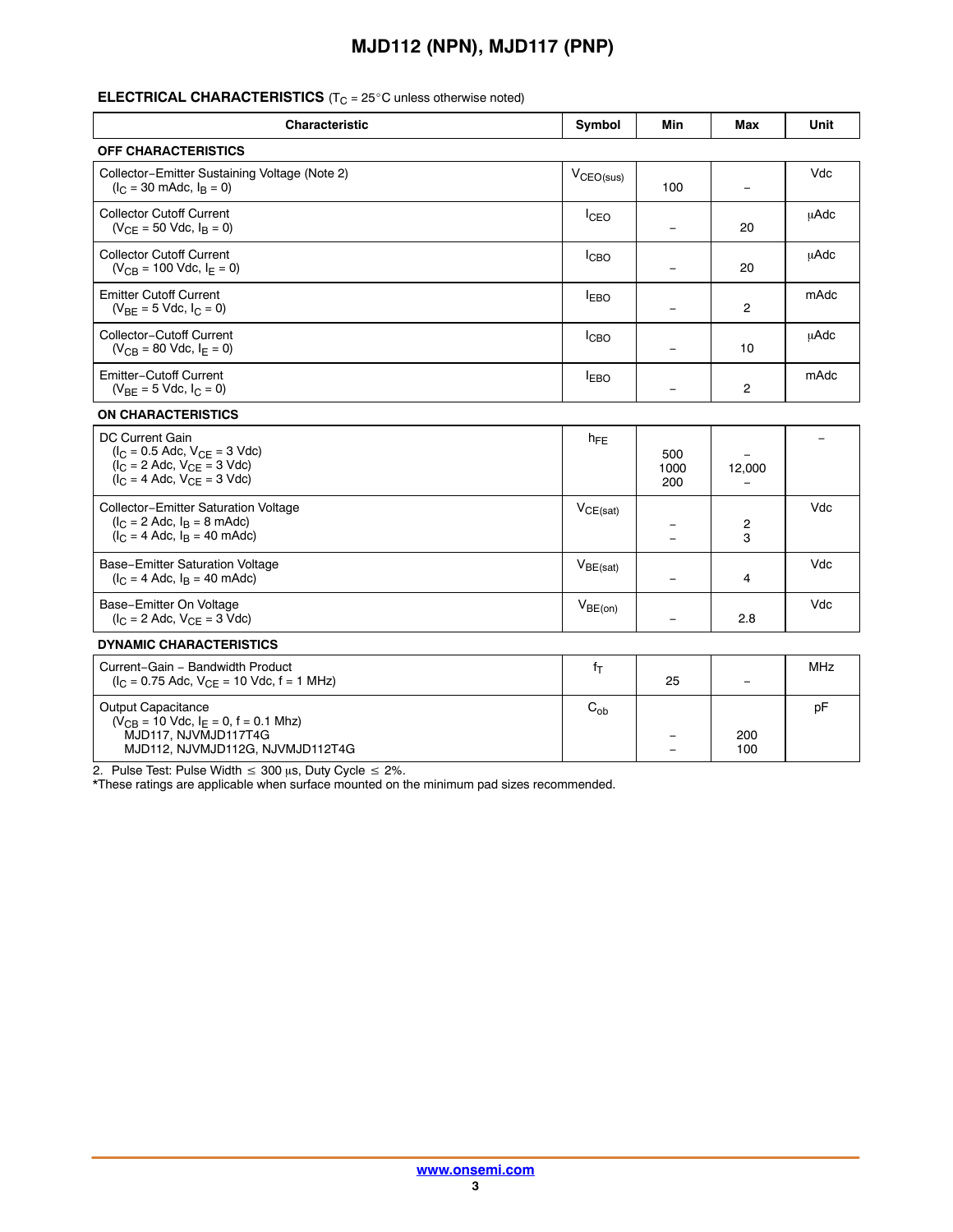## ELECTRICAL CHARACTERISTICS ($T_C$ = 25°C unless otherwise noted)

| Characteristic | Symbol | Min | Max | Unit |
|---|---|---|---|---|
| **OFF CHARACTERISTICS** | | | | |
| Collector−Emitter Sustaining Voltage (Note 2) ($I_C$ = 30 mAdc, $I_B$ = 0) | $V_{CEO(sus)}$ | 100 | – | Vdc |
| Collector Cutoff Current ($V_{CE}$ = 50 Vdc, $I_B$ = 0) | $I_{CEO}$ | – | 20 | μAdc |
| Collector Cutoff Current ($V_{CB}$ = 100 Vdc, $I_E$ = 0) | $I_{CBO}$ | – | 20 | μAdc |
| Emitter Cutoff Current ($V_{BE}$ = 5 Vdc, $I_C$ = 0) | $I_{EBO}$ | – | 2 | mAdc |
| Collector−Cutoff Current ($V_{CB}$ = 80 Vdc, $I_E$ = 0) | $I_{CBO}$ | – | 10 | μAdc |
| Emitter−Cutoff Current ($V_{BE}$ = 5 Vdc, $I_C$ = 0) | $I_{EBO}$ | – | 2 | mAdc |
| **ON CHARACTERISTICS** | | | | |
| DC Current Gain<br>($I_C$ = 0.5 Adc, $V_{CE}$ = 3 Vdc)<br>($I_C$ = 2 Adc, $V_{CE}$ = 3 Vdc)<br>($I_C$ = 4 Adc, $V_{CE}$ = 3 Vdc) | $h_{FE}$ | <br>500<br>1000<br>200 | <br>–<br>12,000<br>– | – |
| Collector−Emitter Saturation Voltage<br>($I_C$ = 2 Adc, $I_B$ = 8 mAdc)<br>($I_C$ = 4 Adc, $I_B$ = 40 mAdc) | $V_{CE(sat)}$ | <br>–<br>– | <br>2<br>3 | Vdc |
| Base−Emitter Saturation Voltage ($I_C$ = 4 Adc, $I_B$ = 40 mAdc) | $V_{BE(sat)}$ | – | 4 | Vdc |
| Base−Emitter On Voltage ($I_C$ = 2 Adc, $V_{CE}$ = 3 Vdc) | $V_{BE(on)}$ | – | 2.8 | Vdc |
| **DYNAMIC CHARACTERISTICS** | | | | |
| Current−Gain − Bandwidth Product ($I_C$ = 0.75 Adc, $V_{CE}$ = 10 Vdc, f = 1 MHz) | $f_T$ | 25 | – | MHz |
| Output Capacitance ($V_{CB}$ = 10 Vdc, $I_E$ = 0, f = 0.1 Mhz)<br>MJD117, NJVMJD117T4G<br>MJD112, NJVMJD112G, NJVMJD112T4G | $C_{ob}$ | <br>–<br>– | <br>200<br>100 | pF |

2. Pulse Test: Pulse Width ≤ 300 μs, Duty Cycle ≤ 2%.

*These ratings are applicable when surface mounted on the minimum pad sizes recommended.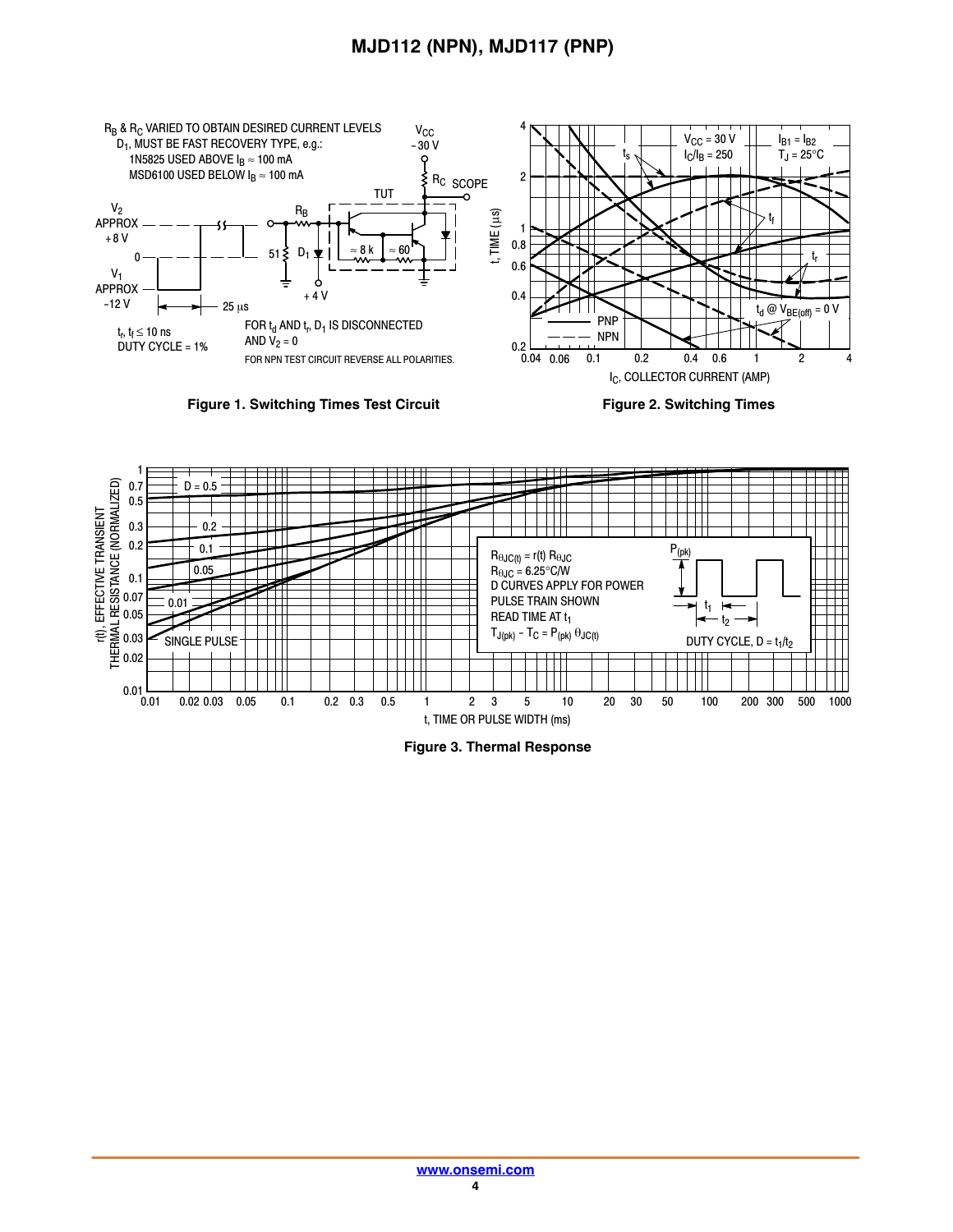$R_B$ & $R_C$ VARIED TO OBTAIN DESIRED CURRENT LEVELS
$D_1$, MUST BE FAST RECOVERY TYPE, e.g.:
1N5825 USED ABOVE $I_B \approx 100$ mA
MSD6100 USED BELOW $I_B \approx 100$ mA

$V_2$ APPROX +8 V
0
$V_1$ APPROX −12 V
25 μs
$t_r, t_f \le 10$ ns
DUTY CYCLE = 1%

$V_{CC}$ −30 V
$R_C$ SCOPE
TUT
$R_B$
51
$D_1$
≈ 8 k
≈ 60
+4 V

FOR $t_d$ AND $t_r$, $D_1$ IS DISCONNECTED AND $V_2 = 0$

FOR NPN TEST CIRCUIT REVERSE ALL POLARITIES.

**Figure 1. Switching Times Test Circuit**

$V_{CC} = 30$ V
$I_C/I_B = 250$
$I_{B1} = I_{B2}$
$T_J = 25°C$

$t_s$
$t_f$
$t_r$
$t_d$ @ $V_{BE(off)} = 0$ V

PNP
NPN

t, TIME (μs)

$I_C$, COLLECTOR CURRENT (AMP)

**Figure 2. Switching Times**

r(t), EFFECTIVE TRANSIENT THERMAL RESISTANCE (NORMALIZED)

D = 0.5
0.2
0.1
0.05
0.01
SINGLE PULSE

$R_{\theta JC(t)} = r(t)\,R_{\theta JC}$
$R_{\theta JC} = 6.25°C/W$
D CURVES APPLY FOR POWER PULSE TRAIN SHOWN
READ TIME AT $t_1$
$T_{J(pk)} - T_C = P_{(pk)}\,\theta_{JC(t)}$

$P_{(pk)}$
$t_1$
$t_2$
DUTY CYCLE, $D = t_1/t_2$

t, TIME OR PULSE WIDTH (ms)

**Figure 3. Thermal Response**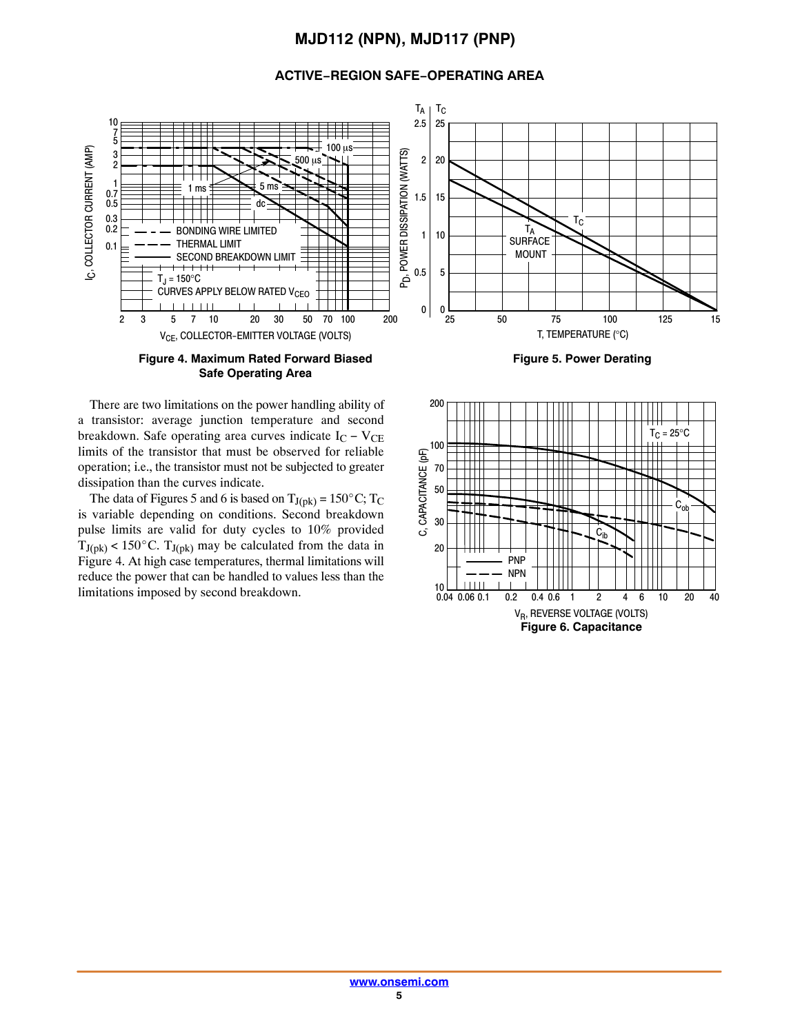## ACTIVE−REGION SAFE−OPERATING AREA

Figure 4. Maximum Rated Forward Biased Safe Operating Area

Figure 5. Power Derating

There are two limitations on the power handling ability of a transistor: average junction temperature and second breakdown. Safe operating area curves indicate $I_C - V_{CE}$ limits of the transistor that must be observed for reliable operation; i.e., the transistor must not be subjected to greater dissipation than the curves indicate.

The data of Figures 5 and 6 is based on $T_{J(pk)} = 150°C$; $T_C$ is variable depending on conditions. Second breakdown pulse limits are valid for duty cycles to 10% provided $T_{J(pk)} < 150°C$. $T_{J(pk)}$ may be calculated from the data in Figure 4. At high case temperatures, thermal limitations will reduce the power that can be handled to values less than the limitations imposed by second breakdown.

Figure 6. Capacitance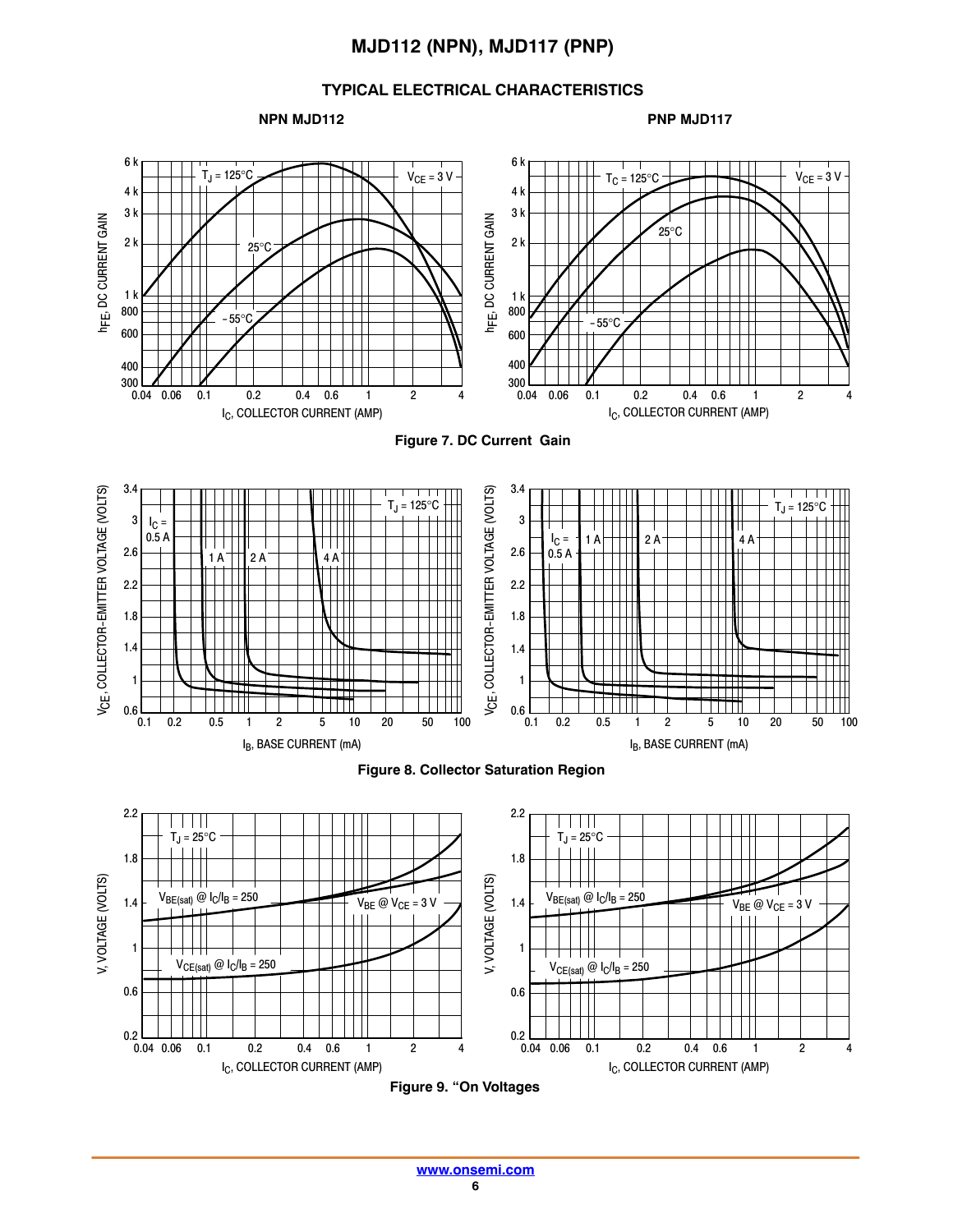## TYPICAL ELECTRICAL CHARACTERISTICS

**NPN MJD112**

**PNP MJD117**

**Figure 7. DC Current Gain**

**Figure 8. Collector Saturation Region**

**Figure 9. "On Voltages**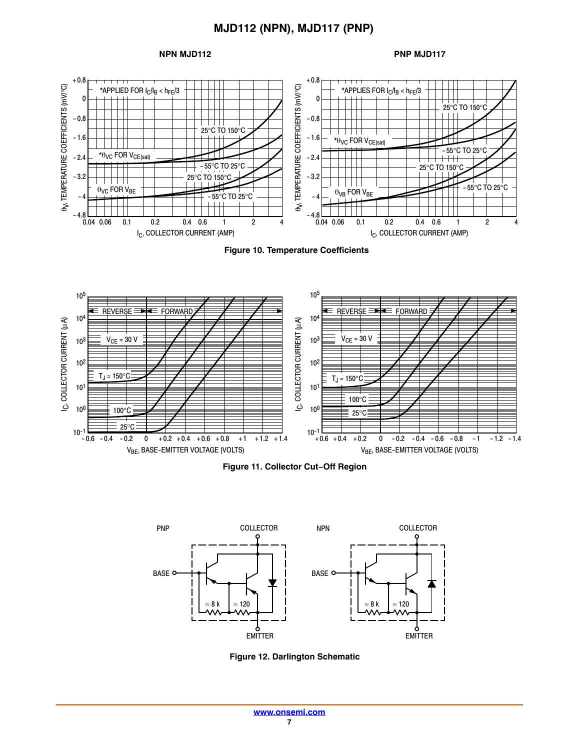**NPN MJD112** **PNP MJD117**

**Figure 10. Temperature Coefficients**

**Figure 11. Collector Cut−Off Region**

**Figure 12. Darlington Schematic**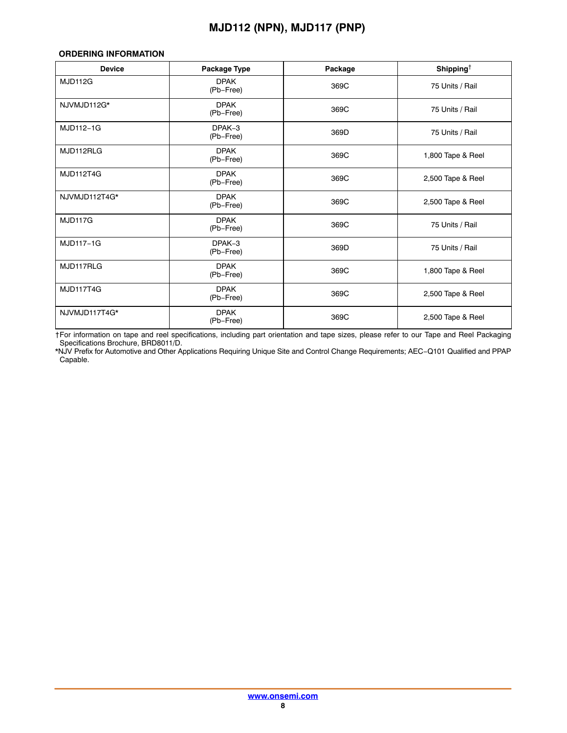## ORDERING INFORMATION

| Device | Package Type | Package | Shipping† |
|---|---|---|---|
| MJD112G | DPAK (Pb−Free) | 369C | 75 Units / Rail |
| NJVMJD112G* | DPAK (Pb−Free) | 369C | 75 Units / Rail |
| MJD112−1G | DPAK−3 (Pb−Free) | 369D | 75 Units / Rail |
| MJD112RLG | DPAK (Pb−Free) | 369C | 1,800 Tape & Reel |
| MJD112T4G | DPAK (Pb−Free) | 369C | 2,500 Tape & Reel |
| NJVMJD112T4G* | DPAK (Pb−Free) | 369C | 2,500 Tape & Reel |
| MJD117G | DPAK (Pb−Free) | 369C | 75 Units / Rail |
| MJD117−1G | DPAK−3 (Pb−Free) | 369D | 75 Units / Rail |
| MJD117RLG | DPAK (Pb−Free) | 369C | 1,800 Tape & Reel |
| MJD117T4G | DPAK (Pb−Free) | 369C | 2,500 Tape & Reel |
| NJVMJD117T4G* | DPAK (Pb−Free) | 369C | 2,500 Tape & Reel |

†For information on tape and reel specifications, including part orientation and tape sizes, please refer to our Tape and Reel Packaging Specifications Brochure, BRD8011/D.

*NJV Prefix for Automotive and Other Applications Requiring Unique Site and Control Change Requirements; AEC−Q101 Qualified and PPAP Capable.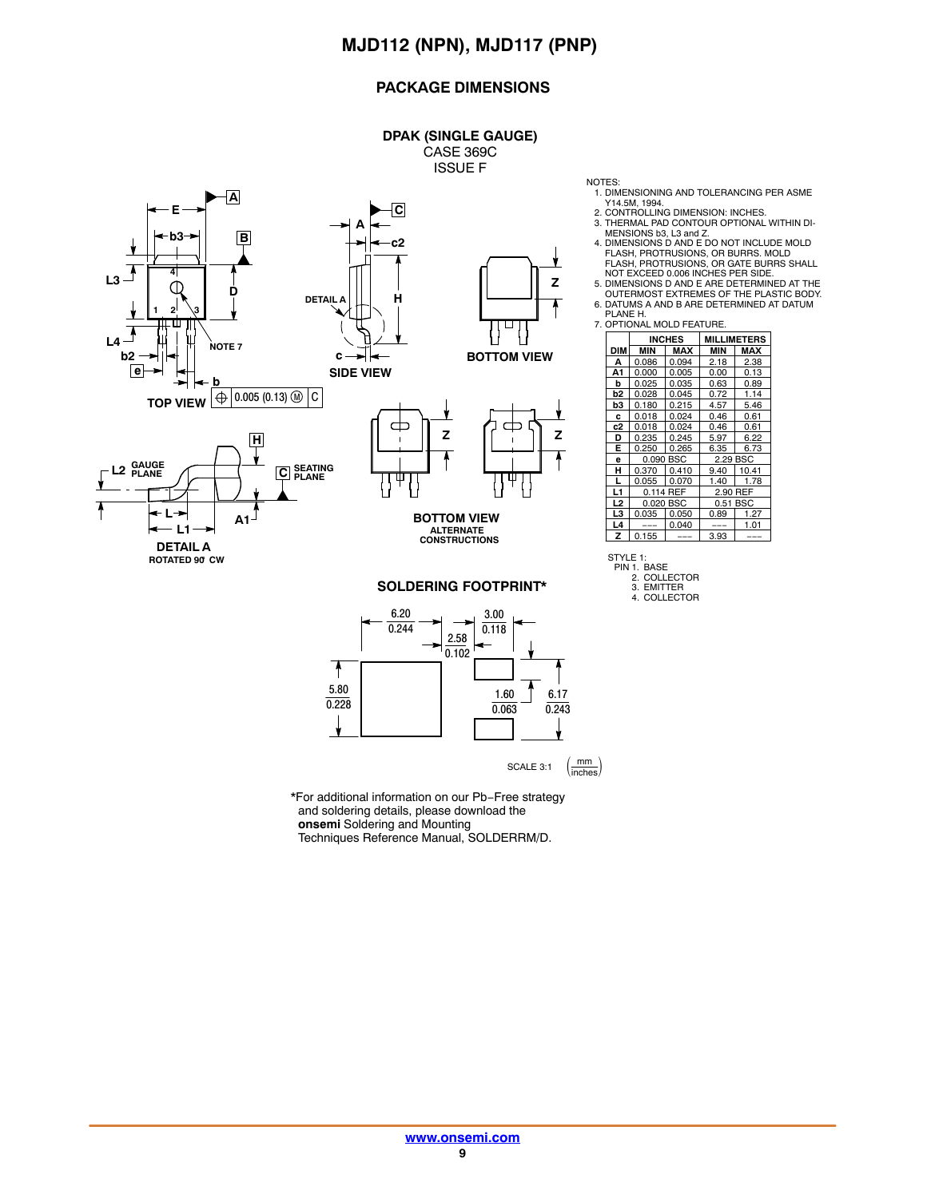## PACKAGE DIMENSIONS

**DPAK (SINGLE GAUGE)**
CASE 369C
ISSUE F

NOTES:
1. DIMENSIONING AND TOLERANCING PER ASME Y14.5M, 1994.
2. CONTROLLING DIMENSION: INCHES.
3. THERMAL PAD CONTOUR OPTIONAL WITHIN DIMENSIONS b3, L3 and Z.
4. DIMENSIONS D AND E DO NOT INCLUDE MOLD FLASH, PROTRUSIONS, OR BURRS. MOLD FLASH, PROTRUSIONS, OR GATE BURRS SHALL NOT EXCEED 0.006 INCHES PER SIDE.
5. DIMENSIONS D AND E ARE DETERMINED AT THE OUTERMOST EXTREMES OF THE PLASTIC BODY.
6. DATUMS A AND B ARE DETERMINED AT DATUM PLANE H.
7. OPTIONAL MOLD FEATURE.

| DIM | INCHES | | MILLIMETERS | |
|---|---|---|---|---|
| | MIN | MAX | MIN | MAX |
| A | 0.086 | 0.094 | 2.18 | 2.38 |
| A1 | 0.000 | 0.005 | 0.00 | 0.13 |
| b | 0.025 | 0.035 | 0.63 | 0.89 |
| b2 | 0.028 | 0.045 | 0.72 | 1.14 |
| b3 | 0.180 | 0.215 | 4.57 | 5.46 |
| c | 0.018 | 0.024 | 0.46 | 0.61 |
| c2 | 0.018 | 0.024 | 0.46 | 0.61 |
| D | 0.235 | 0.245 | 5.97 | 6.22 |
| E | 0.250 | 0.265 | 6.35 | 6.73 |
| e | 0.090 BSC | | 2.29 BSC | |
| H | 0.370 | 0.410 | 9.40 | 10.41 |
| L | 0.055 | 0.070 | 1.40 | 1.78 |
| L1 | 0.114 REF | | 2.90 REF | |
| L2 | 0.020 BSC | | 0.51 BSC | |
| L3 | 0.035 | 0.050 | 0.89 | 1.27 |
| L4 | --- | 0.040 | --- | 1.01 |
| Z | 0.155 | --- | 3.93 | --- |

STYLE 1:
PIN 1. BASE
2. COLLECTOR
3. EMITTER
4. COLLECTOR

TOP VIEW — SIDE VIEW — BOTTOM VIEW — BOTTOM VIEW ALTERNATE CONSTRUCTIONS — DETAIL A ROTATED 90° CW

### SOLDERING FOOTPRINT*

Dimensions: 6.20/0.244, 3.00/0.118, 2.58/0.102, 5.80/0.228, 1.60/0.063, 6.17/0.243

SCALE 3:1 (mm/inches)

*For additional information on our Pb−Free strategy and soldering details, please download the **onsemi** Soldering and Mounting Techniques Reference Manual, SOLDERRM/D.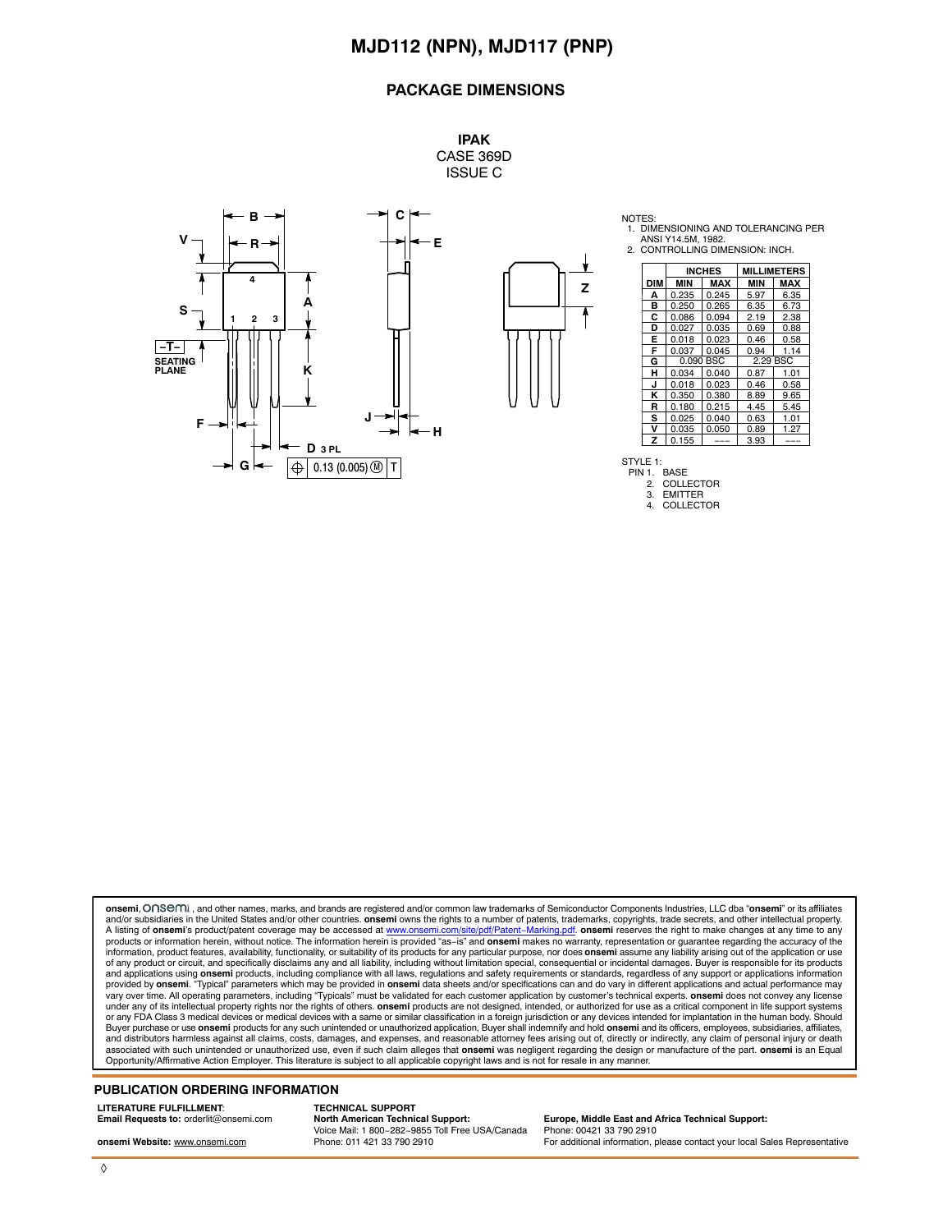## PACKAGE DIMENSIONS

**IPAK**
CASE 369D
ISSUE C

B
V
R
C
E
4
S
A
1 2 3
Z
–T–
SEATING PLANE
K
J
F
H
G
D 3 PL
0.13 (0.005) M T

NOTES:
1. DIMENSIONING AND TOLERANCING PER ANSI Y14.5M, 1982.
2. CONTROLLING DIMENSION: INCH.

| DIM | INCHES MIN | INCHES MAX | MILLIMETERS MIN | MILLIMETERS MAX |
|---|---|---|---|---|
| A | 0.235 | 0.245 | 5.97 | 6.35 |
| B | 0.250 | 0.265 | 6.35 | 6.73 |
| C | 0.086 | 0.094 | 2.19 | 2.38 |
| D | 0.027 | 0.035 | 0.69 | 0.88 |
| E | 0.018 | 0.023 | 0.46 | 0.58 |
| F | 0.037 | 0.045 | 0.94 | 1.14 |
| G | 0.090 BSC | | 2.29 BSC | |
| H | 0.034 | 0.040 | 0.87 | 1.01 |
| J | 0.018 | 0.023 | 0.46 | 0.58 |
| K | 0.350 | 0.380 | 8.89 | 9.65 |
| R | 0.180 | 0.215 | 4.45 | 5.45 |
| S | 0.025 | 0.040 | 0.63 | 1.01 |
| V | 0.035 | 0.050 | 0.89 | 1.27 |
| Z | 0.155 | --- | 3.93 | --- |

STYLE 1:
PIN 1. BASE
2. COLLECTOR
3. EMITTER
4. COLLECTOR

**onsemi**, onsemi, and other names, marks, and brands are registered and/or common law trademarks of Semiconductor Components Industries, LLC dba "**onsemi**" or its affiliates and/or subsidiaries in the United States and/or other countries. **onsemi** owns the rights to a number of patents, trademarks, copyrights, trade secrets, and other intellectual property. A listing of **onsemi**'s product/patent coverage may be accessed at www.onsemi.com/site/pdf/Patent-Marking.pdf. **onsemi** reserves the right to make changes at any time to any products or information herein, without notice. The information herein is provided "as-is" and **onsemi** makes no warranty, representation or guarantee regarding the accuracy of the information, product features, availability, functionality, or suitability of its products for any particular purpose, nor does **onsemi** assume any liability arising out of the application or use of any product or circuit, and specifically disclaims any and all liability, including without limitation special, consequential or incidental damages. Buyer is responsible for its products and applications using **onsemi** products, including compliance with all laws, regulations and safety requirements or standards, regardless of any support or applications information provided by **onsemi**. "Typical" parameters which may be provided in **onsemi** data sheets and/or specifications can and do vary in different applications and actual performance may vary over time. All operating parameters, including "Typicals" must be validated for each customer application by customer's technical experts. **onsemi** does not convey any license under any of its intellectual property rights nor the rights of others. **onsemi** products are not designed, intended, or authorized for use as a critical component in life support systems or any FDA Class 3 medical devices or medical devices with a same or similar classification in a foreign jurisdiction or any devices intended for implantation in the human body. Should Buyer purchase or use **onsemi** products for any such unintended or unauthorized application, Buyer shall indemnify and hold **onsemi** and its officers, employees, subsidiaries, affiliates, and distributors harmless against all claims, costs, damages, and expenses, and reasonable attorney fees arising out of, directly or indirectly, any claim of personal injury or death associated with such unintended or unauthorized use, even if such claim alleges that **onsemi** was negligent regarding the design or manufacture of the part. **onsemi** is an Equal Opportunity/Affirmative Action Employer. This literature is subject to all applicable copyright laws and is not for resale in any manner.

### PUBLICATION ORDERING INFORMATION

**LITERATURE FULFILLMENT**:
**Email Requests to:** orderlit@onsemi.com

**onsemi Website:** www.onsemi.com

**TECHNICAL SUPPORT**
**North American Technical Support:**
Voice Mail: 1 800-282-9855 Toll Free USA/Canada
Phone: 011 421 33 790 2910

**Europe, Middle East and Africa Technical Support:**
Phone: 00421 33 790 2910
For additional information, please contact your local Sales Representative